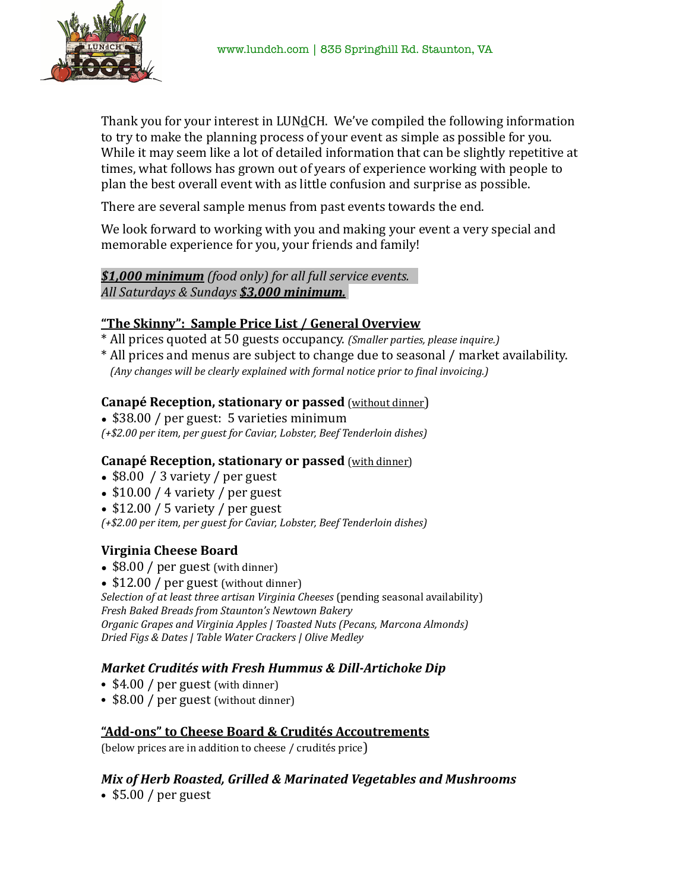www.lundch.com | 835 Springhill Rd. Staunton, VA

Thank you for your interest in LUNdCH. We've compiled the following information to try to make the planning process of your event as simple as possible for you. While it may seem like a lot of detailed information that can be slightly repetitive at times, what follows has grown out of years of experience working with people to plan the best overall event with as little confusion and surprise as possible.

There are several sample menus from past events towards the end.

We look forward to working with you and making your event a very special and memorable experience for you, your friends and family!

***$1,000 minimum*** *(food only) for all full service events.*
*All Saturdays & Sundays* ***$3,000 minimum.***

## "The Skinny": Sample Price List / General Overview

* All prices quoted at 50 guests occupancy. *(Smaller parties, please inquire.)*
* All prices and menus are subject to change due to seasonal / market availability.
  *(Any changes will be clearly explained with formal notice prior to final invoicing.)*

### Canapé Reception, stationary or passed (without dinner)

- $38.00 / per guest: 5 varieties minimum

*(+$2.00 per item, per guest for Caviar, Lobster, Beef Tenderloin dishes)*

### Canapé Reception, stationary or passed (with dinner)

- $8.00 / 3 variety / per guest
- $10.00 / 4 variety / per guest
- $12.00 / 5 variety / per guest

*(+$2.00 per item, per guest for Caviar, Lobster, Beef Tenderloin dishes)*

### Virginia Cheese Board

- $8.00 / per guest (with dinner)
- $12.00 / per guest (without dinner)

*Selection of at least three artisan Virginia Cheeses* (pending seasonal availability)
*Fresh Baked Breads from Staunton's Newtown Bakery*
*Organic Grapes and Virginia Apples | Toasted Nuts (Pecans, Marcona Almonds)*
*Dried Figs & Dates | Table Water Crackers | Olive Medley*

### *Market Crudités with Fresh Hummus & Dill-Artichoke Dip*

- $4.00 / per guest (with dinner)
- $8.00 / per guest (without dinner)

## "Add-ons" to Cheese Board & Crudités Accoutrements

(below prices are in addition to cheese / crudités price)

### *Mix of Herb Roasted, Grilled & Marinated Vegetables and Mushrooms*

- $5.00 / per guest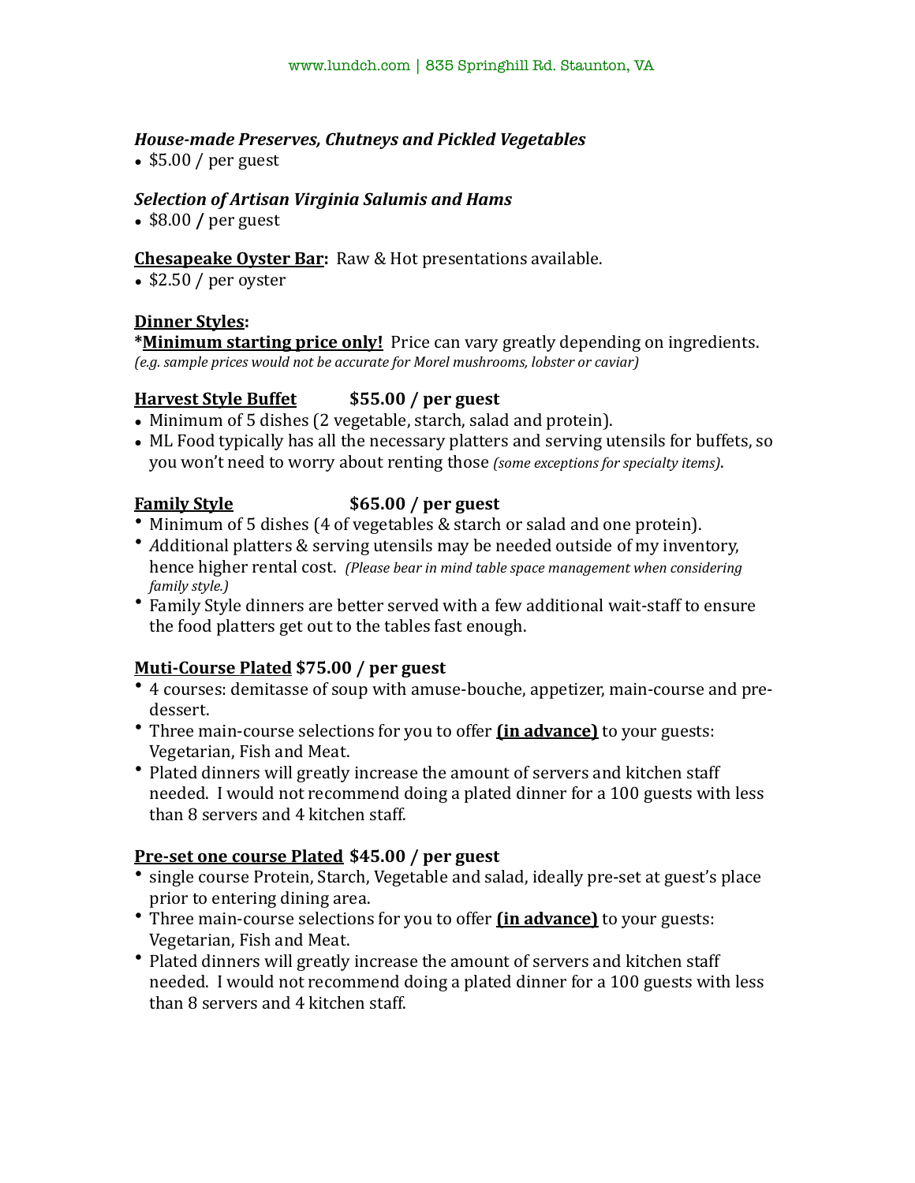***House-made Preserves, Chutneys and Pickled Vegetables***

- $5.00 / per guest

***Selection of Artisan Virginia Salumis and Hams***

- $8.00 **/** per guest

**Chesapeake Oyster Bar:** Raw & Hot presentations available.

- $2.50 / per oyster

**Dinner Styles:**

***Minimum starting price only!** Price can vary greatly depending on ingredients.
*(e.g. sample prices would not be accurate for Morel mushrooms, lobster or caviar)*

**Harvest Style Buffet** **$55.00 / per guest**

- Minimum of 5 dishes (2 vegetable, starch, salad and protein).
- ML Food typically has all the necessary platters and serving utensils for buffets, so you won't need to worry about renting those *(some exceptions for specialty items)*.

**Family Style** **$65.00 / per guest**

- Minimum of 5 dishes (4 of vegetables & starch or salad and one protein).
- *A*dditional platters & serving utensils may be needed outside of my inventory, hence higher rental cost. *(Please bear in mind table space management when considering family style.)*
- Family Style dinners are better served with a few additional wait-staff to ensure the food platters get out to the tables fast enough.

**Muti-Course Plated** **$75.00 / per guest**

- 4 courses: demitasse of soup with amuse-bouche, appetizer, main-course and pre-dessert.
- Three main-course selections for you to offer **(in advance)** to your guests: Vegetarian, Fish and Meat.
- Plated dinners will greatly increase the amount of servers and kitchen staff needed. I would not recommend doing a plated dinner for a 100 guests with less than 8 servers and 4 kitchen staff.

**Pre-set one course Plated** **$45.00 / per guest**

- single course Protein, Starch, Vegetable and salad, ideally pre-set at guest's place prior to entering dining area.
- Three main-course selections for you to offer **(in advance)** to your guests: Vegetarian, Fish and Meat.
- Plated dinners will greatly increase the amount of servers and kitchen staff needed. I would not recommend doing a plated dinner for a 100 guests with less than 8 servers and 4 kitchen staff.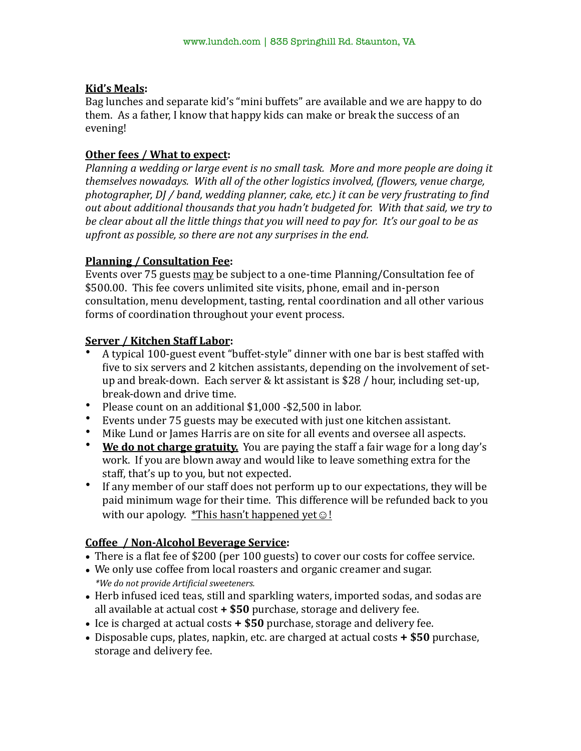**Kid's Meals:**
Bag lunches and separate kid's "mini buffets" are available and we are happy to do them. As a father, I know that happy kids can make or break the success of an evening!

**Other fees / What to expect:**
*Planning a wedding or large event is no small task. More and more people are doing it themselves nowadays. With all of the other logistics involved, (flowers, venue charge, photographer, DJ / band, wedding planner, cake, etc.) it can be very frustrating to find out about additional thousands that you hadn't budgeted for. With that said, we try to be clear about all the little things that you will need to pay for. It's our goal to be as upfront as possible, so there are not any surprises in the end.*

**Planning / Consultation Fee:**
Events over 75 guests may be subject to a one-time Planning/Consultation fee of $500.00. This fee covers unlimited site visits, phone, email and in-person consultation, menu development, tasting, rental coordination and all other various forms of coordination throughout your event process.

**Server / Kitchen Staff Labor:**

- A typical 100-guest event "buffet-style" dinner with one bar is best staffed with five to six servers and 2 kitchen assistants, depending on the involvement of set-up and break-down. Each server & kt assistant is $28 / hour, including set-up, break-down and drive time.
- Please count on an additional $1,000 -$2,500 in labor.
- Events under 75 guests may be executed with just one kitchen assistant.
- Mike Lund or James Harris are on site for all events and oversee all aspects.
- **We do not charge gratuity.** You are paying the staff a fair wage for a long day's work. If you are blown away and would like to leave something extra for the staff, that's up to you, but not expected.
- If any member of our staff does not perform up to our expectations, they will be paid minimum wage for their time. This difference will be refunded back to you with our apology. *This hasn't happened yet☺!

**Coffee / Non-Alcohol Beverage Service:**

- There is a flat fee of $200 (per 100 guests) to cover our costs for coffee service.
- We only use coffee from local roasters and organic creamer and sugar.
  *\*We do not provide Artificial sweeteners.*
- Herb infused iced teas, still and sparkling waters, imported sodas, and sodas are all available at actual cost **+ $50** purchase, storage and delivery fee.
- Ice is charged at actual costs **+ $50** purchase, storage and delivery fee.
- Disposable cups, plates, napkin, etc. are charged at actual costs **+ $50** purchase, storage and delivery fee.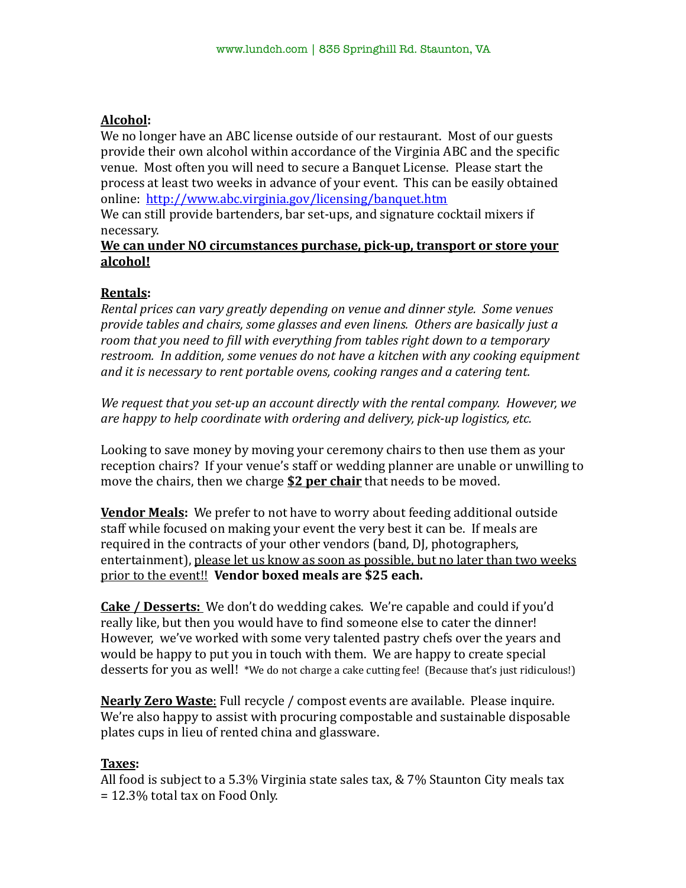**<u>Alcohol</u>:**
We no longer have an ABC license outside of our restaurant. Most of our guests provide their own alcohol within accordance of the Virginia ABC and the specific venue. Most often you will need to secure a Banquet License. Please start the process at least two weeks in advance of your event. This can be easily obtained online: http://www.abc.virginia.gov/licensing/banquet.htm
We can still provide bartenders, bar set-ups, and signature cocktail mixers if necessary.
**<u>We can under NO circumstances purchase, pick-up, transport or store your alcohol!</u>**

**<u>Rentals</u>:**
*Rental prices can vary greatly depending on venue and dinner style. Some venues provide tables and chairs, some glasses and even linens. Others are basically just a room that you need to fill with everything from tables right down to a temporary restroom. In addition, some venues do not have a kitchen with any cooking equipment and it is necessary to rent portable ovens, cooking ranges and a catering tent.*

*We request that you set-up an account directly with the rental company. However, we are happy to help coordinate with ordering and delivery, pick-up logistics, etc.*

Looking to save money by moving your ceremony chairs to then use them as your reception chairs? If your venue's staff or wedding planner are unable or unwilling to move the chairs, then we charge **<u>$2 per chair</u>** that needs to be moved.

**<u>Vendor Meals</u>:** We prefer to not have to worry about feeding additional outside staff while focused on making your event the very best it can be. If meals are required in the contracts of your other vendors (band, DJ, photographers, entertainment), <u>please let us know as soon as possible, but no later than two weeks prior to the event!!</u> **Vendor boxed meals are $25 each.**

**<u>Cake / Desserts:</u>** We don't do wedding cakes. We're capable and could if you'd really like, but then you would have to find someone else to cater the dinner! However, we've worked with some very talented pastry chefs over the years and would be happy to put you in touch with them. We are happy to create special desserts for you as well! *We do not charge a cake cutting fee! (Because that's just ridiculous!)

**<u>Nearly Zero Waste</u>**: Full recycle / compost events are available. Please inquire. We're also happy to assist with procuring compostable and sustainable disposable plates cups in lieu of rented china and glassware.

**<u>Taxes</u>:**
All food is subject to a 5.3% Virginia state sales tax, & 7% Staunton City meals tax = 12.3% total tax on Food Only.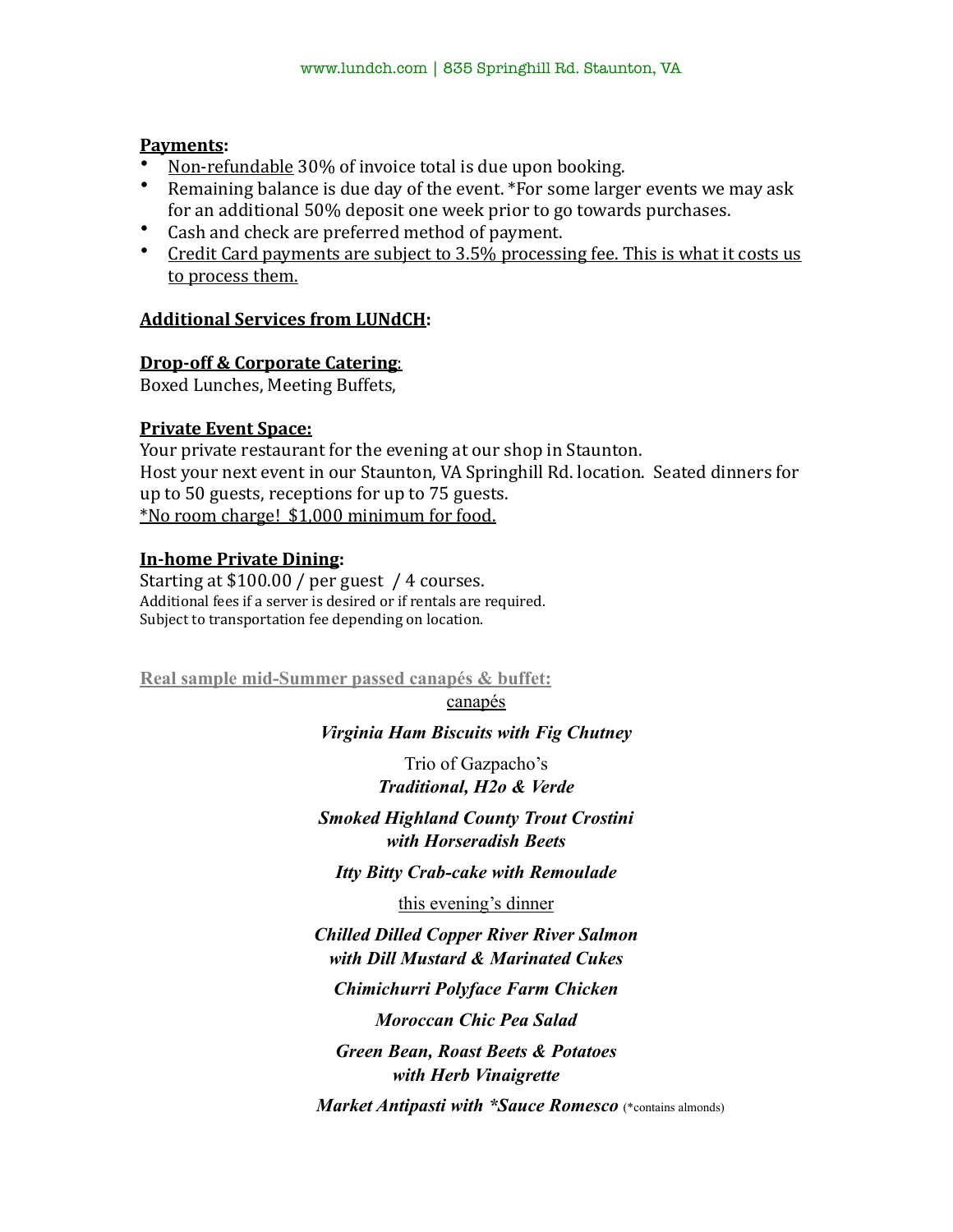**Payments:**

- Non-refundable 30% of invoice total is due upon booking.
- Remaining balance is due day of the event. *For some larger events we may ask for an additional 50% deposit one week prior to go towards purchases.
- Cash and check are preferred method of payment.
- Credit Card payments are subject to 3.5% processing fee. This is what it costs us to process them.

**Additional Services from LUNdCH:**

**Drop-off & Corporate Catering:**
Boxed Lunches, Meeting Buffets,

**Private Event Space:**
Your private restaurant for the evening at our shop in Staunton.
Host your next event in our Staunton, VA Springhill Rd. location. Seated dinners for up to 50 guests, receptions for up to 75 guests.
*No room charge! $1,000 minimum for food.

**In-home Private Dining:**
Starting at $100.00 / per guest / 4 courses.
Additional fees if a server is desired or if rentals are required.
Subject to transportation fee depending on location.

**Real sample mid-Summer passed canapés & buffet:**

canapés

***Virginia Ham Biscuits with Fig Chutney***

Trio of Gazpacho's
***Traditional, H2o & Verde***

***Smoked Highland County Trout Crostini with Horseradish Beets***

***Itty Bitty Crab-cake with Remoulade***

this evening's dinner

***Chilled Dilled Copper River River Salmon with Dill Mustard & Marinated Cukes***

***Chimichurri Polyface Farm Chicken***

***Moroccan Chic Pea Salad***

***Green Bean, Roast Beets & Potatoes with Herb Vinaigrette***

***Market Antipasti with *Sauce Romesco*** (*contains almonds)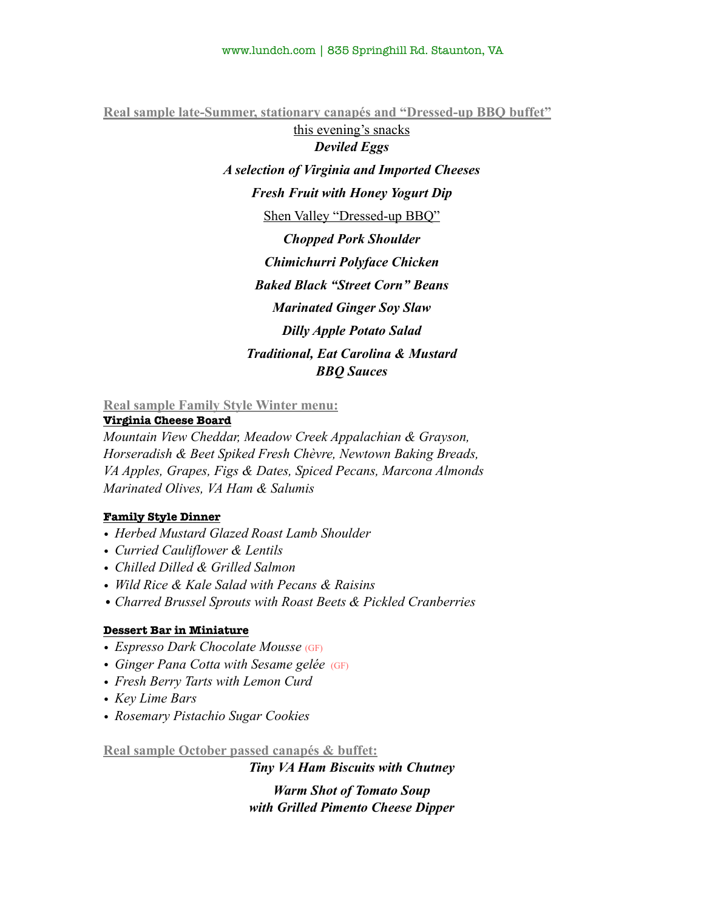**Real sample late-Summer, stationary canapés and "Dressed-up BBQ buffet"**

this evening's snacks

***Deviled Eggs***

***A selection of Virginia and Imported Cheeses***

***Fresh Fruit with Honey Yogurt Dip***

Shen Valley "Dressed-up BBQ"

***Chopped Pork Shoulder***

***Chimichurri Polyface Chicken***

***Baked Black "Street Corn" Beans***

***Marinated Ginger Soy Slaw***

***Dilly Apple Potato Salad***

***Traditional, Eat Carolina & Mustard BBQ Sauces***

**Real sample Family Style Winter menu:**

**Virginia Cheese Board**

*Mountain View Cheddar, Meadow Creek Appalachian & Grayson, Horseradish & Beet Spiked Fresh Chèvre, Newtown Baking Breads, VA Apples, Grapes, Figs & Dates, Spiced Pecans, Marcona Almonds Marinated Olives, VA Ham & Salumis*

**Family Style Dinner**

- *Herbed Mustard Glazed Roast Lamb Shoulder*
- *Curried Cauliflower & Lentils*
- *Chilled Dilled & Grilled Salmon*
- *Wild Rice & Kale Salad with Pecans & Raisins*
- *Charred Brussel Sprouts with Roast Beets & Pickled Cranberries*

**Dessert Bar in Miniature**

- *Espresso Dark Chocolate Mousse* (GF)
- *Ginger Pana Cotta with Sesame gelée* (GF)
- *Fresh Berry Tarts with Lemon Curd*
- *Key Lime Bars*
- *Rosemary Pistachio Sugar Cookies*

**Real sample October passed canapés & buffet:**

***Tiny VA Ham Biscuits with Chutney***

***Warm Shot of Tomato Soup with Grilled Pimento Cheese Dipper***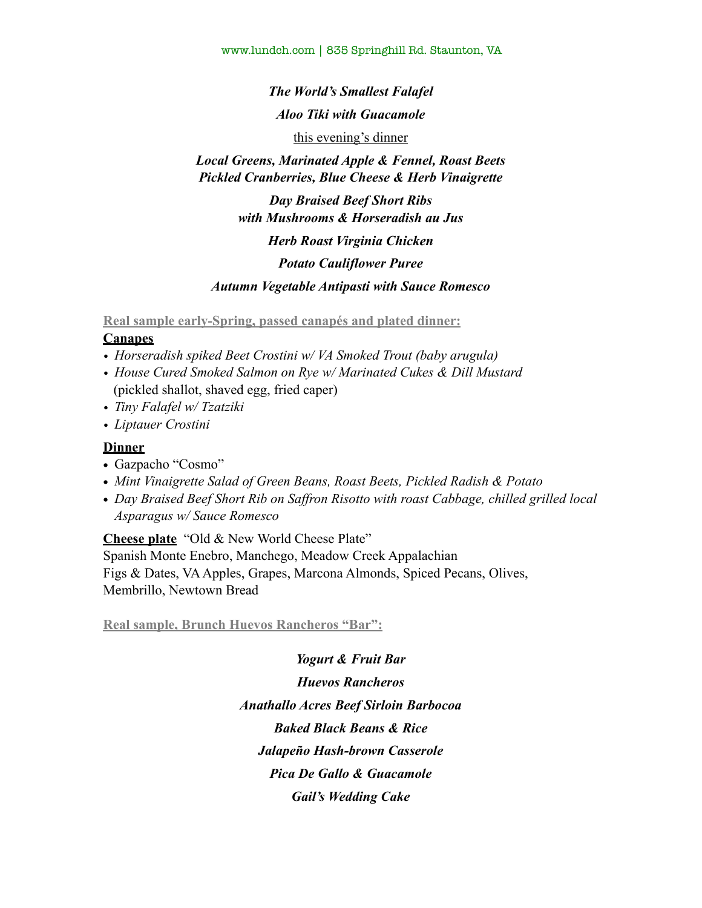*The World's Smallest Falafel*

*Aloo Tiki with Guacamole*

this evening's dinner

***Local Greens, Marinated Apple & Fennel, Roast Beets***
***Pickled Cranberries, Blue Cheese & Herb Vinaigrette***

***Day Braised Beef Short Ribs***
***with Mushrooms & Horseradish au Jus***

***Herb Roast Virginia Chicken***

***Potato Cauliflower Puree***

***Autumn Vegetable Antipasti with Sauce Romesco***

**Real sample early-Spring, passed canapés and plated dinner:**

**Canapes**

- *Horseradish spiked Beet Crostini w/ VA Smoked Trout (baby arugula)*
- *House Cured Smoked Salmon on Rye w/ Marinated Cukes & Dill Mustard* (pickled shallot, shaved egg, fried caper)
- *Tiny Falafel w/ Tzatziki*
- *Liptauer Crostini*

**Dinner**

- Gazpacho "Cosmo"
- *Mint Vinaigrette Salad of Green Beans, Roast Beets, Pickled Radish & Potato*
- *Day Braised Beef Short Rib on Saffron Risotto with roast Cabbage, chilled grilled local Asparagus w/ Sauce Romesco*

**Cheese plate** "Old & New World Cheese Plate"
Spanish Monte Enebro, Manchego, Meadow Creek Appalachian
Figs & Dates, VA Apples, Grapes, Marcona Almonds, Spiced Pecans, Olives, Membrillo, Newtown Bread

**Real sample, Brunch Huevos Rancheros "Bar":**

***Yogurt & Fruit Bar***

***Huevos Rancheros***

***Anathallo Acres Beef Sirloin Barbocoa***

***Baked Black Beans & Rice***

***Jalapeño Hash-brown Casserole***

***Pica De Gallo & Guacamole***

***Gail's Wedding Cake***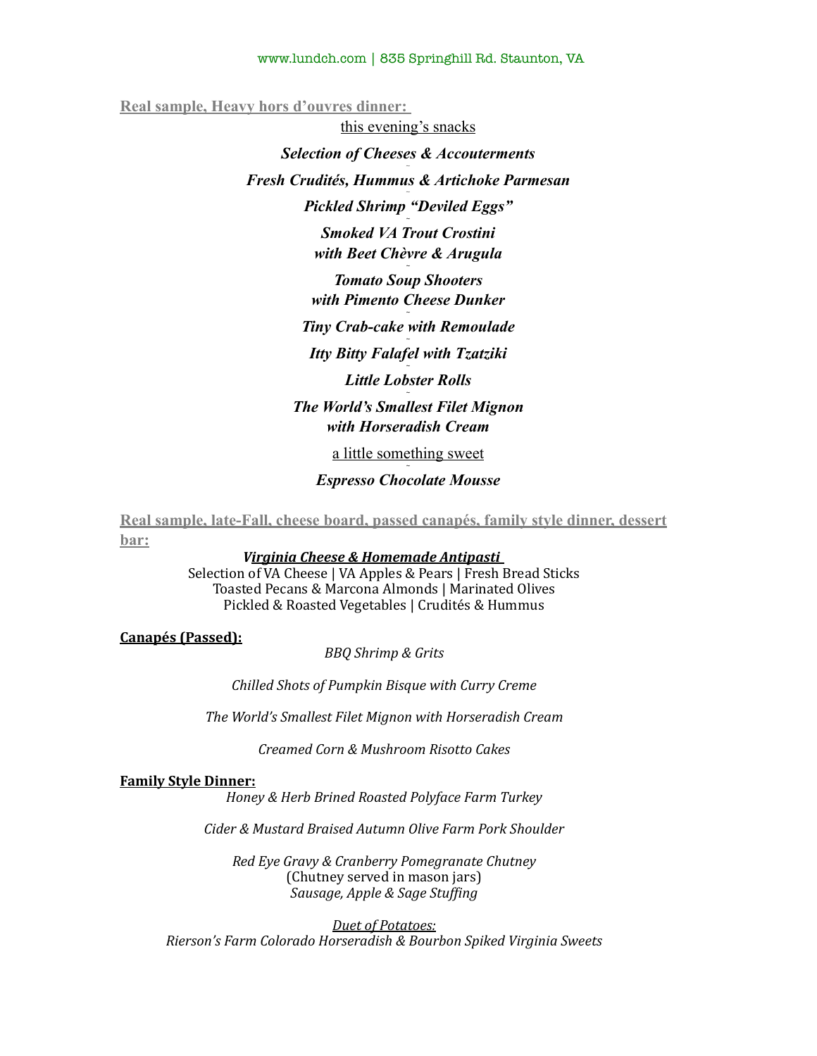**Real sample, Heavy hors d'ouvres dinner:**

this evening's snacks

***Selection of Cheeses & Accouterments***

~

***Fresh Crudités, Hummus & Artichoke Parmesan***

~

***Pickled Shrimp "Deviled Eggs"***

~

***Smoked VA Trout Crostini***
***with Beet Chèvre & Arugula***

~

***Tomato Soup Shooters***
***with Pimento Cheese Dunker***

~

***Tiny Crab-cake with Remoulade***

~

***Itty Bitty Falafel with Tzatziki***

~

***Little Lobster Rolls***

~

***The World's Smallest Filet Mignon***
***with Horseradish Cream***

a little something sweet

~

***Espresso Chocolate Mousse***

**Real sample, late-Fall, cheese board, passed canapés, family style dinner, dessert bar:**

***Virginia Cheese & Homemade Antipasti***

Selection of VA Cheese | VA Apples & Pears | Fresh Bread Sticks
Toasted Pecans & Marcona Almonds | Marinated Olives
Pickled & Roasted Vegetables | Crudités & Hummus

**Canapés (Passed):**

*BBQ Shrimp & Grits*

*Chilled Shots of Pumpkin Bisque with Curry Creme*

*The World's Smallest Filet Mignon with Horseradish Cream*

*Creamed Corn & Mushroom Risotto Cakes*

**Family Style Dinner:**

*Honey & Herb Brined Roasted Polyface Farm Turkey*

*Cider & Mustard Braised Autumn Olive Farm Pork Shoulder*

*Red Eye Gravy & Cranberry Pomegranate Chutney*
(Chutney served in mason jars)
*Sausage, Apple & Sage Stuffing*

*Duet of Potatoes:*
*Rierson's Farm Colorado Horseradish & Bourbon Spiked Virginia Sweets*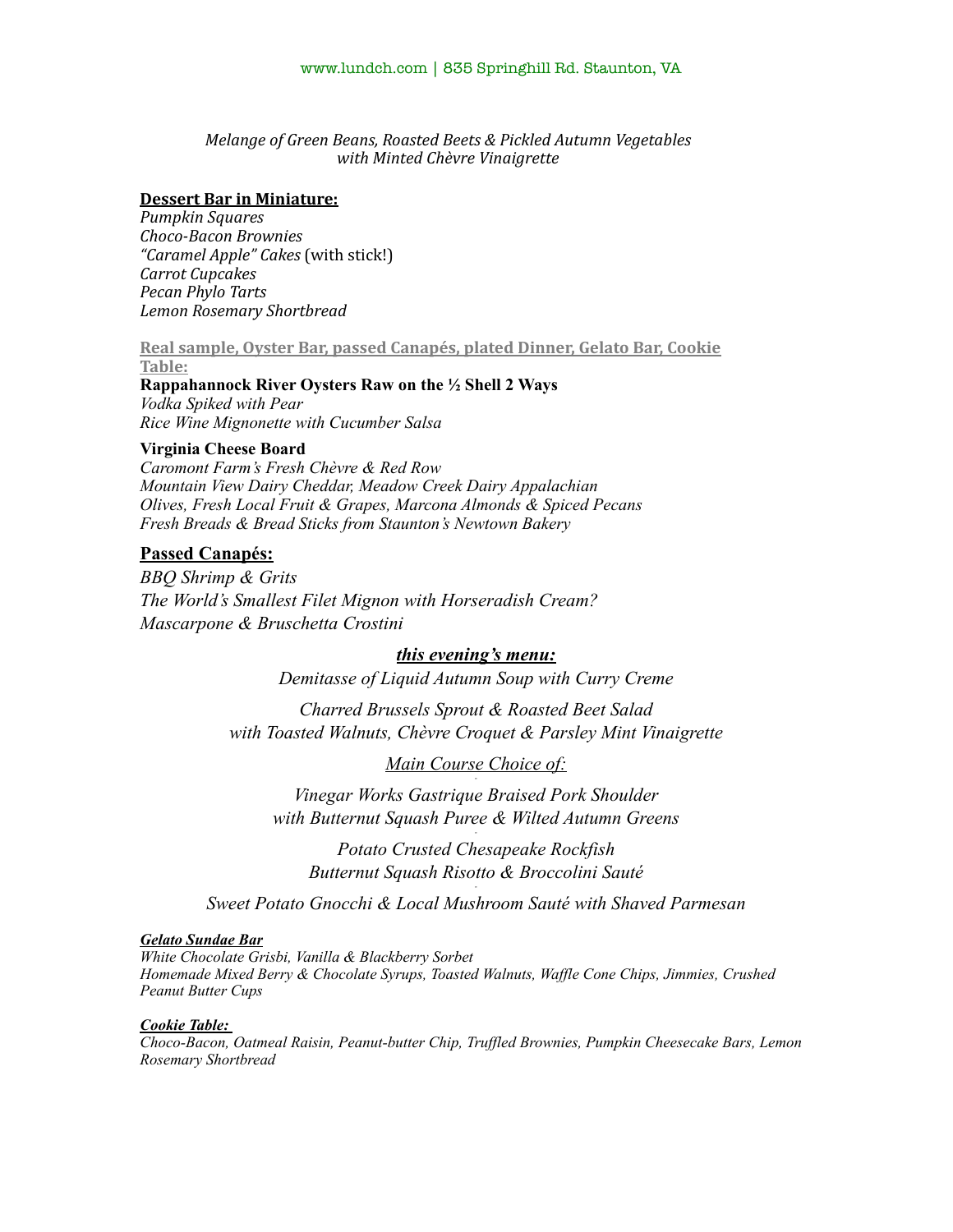*Melange of Green Beans, Roasted Beets & Pickled Autumn Vegetables*
*with Minted Chèvre Vinaigrette*

**Dessert Bar in Miniature:**

*Pumpkin Squares*
*Choco-Bacon Brownies*
*"Caramel Apple" Cakes* (with stick!)
*Carrot Cupcakes*
*Pecan Phylo Tarts*
*Lemon Rosemary Shortbread*

**Real sample, Oyster Bar, passed Canapés, plated Dinner, Gelato Bar, Cookie Table:**

**Rappahannock River Oysters Raw on the ½ Shell 2 Ways**

*Vodka Spiked with Pear*
*Rice Wine Mignonette with Cucumber Salsa*

**Virginia Cheese Board**

*Caromont Farm's Fresh Chèvre & Red Row*
*Mountain View Dairy Cheddar, Meadow Creek Dairy Appalachian*
*Olives, Fresh Local Fruit & Grapes, Marcona Almonds & Spiced Pecans*
*Fresh Breads & Bread Sticks from Staunton's Newtown Bakery*

**Passed Canapés:**

*BBQ Shrimp & Grits*
*The World's Smallest Filet Mignon with Horseradish Cream?*
*Mascarpone & Bruschetta Crostini*

***this evening's menu:***

*Demitasse of Liquid Autumn Soup with Curry Creme*

*Charred Brussels Sprout & Roasted Beet Salad*
*with Toasted Walnuts, Chèvre Croquet & Parsley Mint Vinaigrette*

*Main Course Choice of:*

*Vinegar Works Gastrique Braised Pork Shoulder*
*with Butternut Squash Puree & Wilted Autumn Greens*

*Potato Crusted Chesapeake Rockfish*
*Butternut Squash Risotto & Broccolini Sauté*

*Sweet Potato Gnocchi & Local Mushroom Sauté with Shaved Parmesan*

***Gelato Sundae Bar***

*White Chocolate Grisbi, Vanilla & Blackberry Sorbet*
*Homemade Mixed Berry & Chocolate Syrups, Toasted Walnuts, Waffle Cone Chips, Jimmies, Crushed Peanut Butter Cups*

***Cookie Table:***

*Choco-Bacon, Oatmeal Raisin, Peanut-butter Chip, Truffled Brownies, Pumpkin Cheesecake Bars, Lemon Rosemary Shortbread*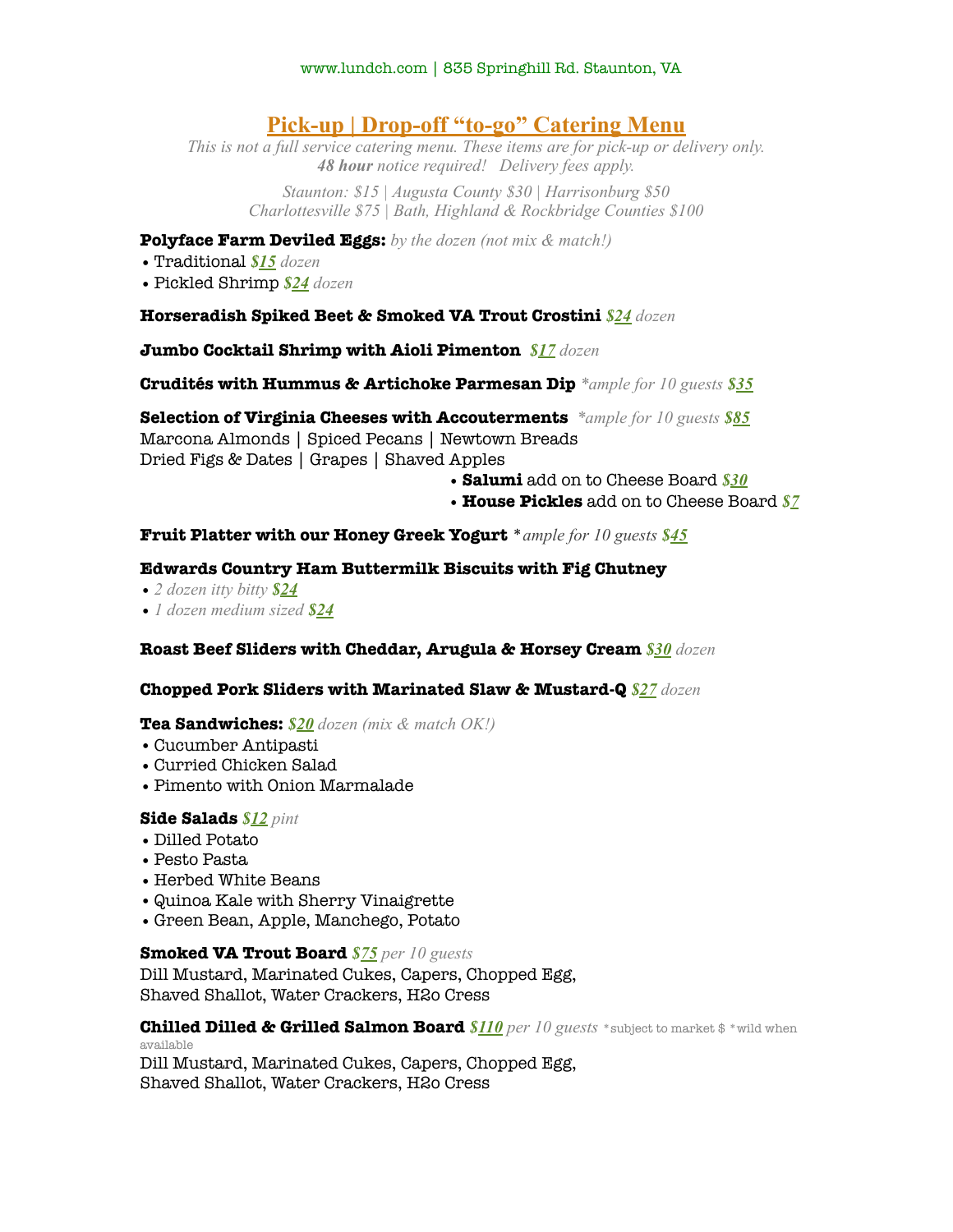www.lundch.com | 835 Springhill Rd. Staunton, VA

# Pick-up | Drop-off "to-go" Catering Menu

*This is not a full service catering menu. These items are for pick-up or delivery only.*
***48 hour** notice required! Delivery fees apply.*

*Staunton: $15 | Augusta County $30 | Harrisonburg $50*
*Charlottesville $75 | Bath, Highland & Rockbridge Counties $100*

**Polyface Farm Deviled Eggs:** *by the dozen (not mix & match!)*
- Traditional ***$15*** *dozen*
- Pickled Shrimp ***$24*** *dozen*

**Horseradish Spiked Beet & Smoked VA Trout Crostini** ***$24*** *dozen*

**Jumbo Cocktail Shrimp with Aioli Pimenton** ***$17*** *dozen*

**Crudités with Hummus & Artichoke Parmesan Dip** **ample for 10 guests* ***$35***

**Selection of Virginia Cheeses with Accouterments** **ample for 10 guests* ***$85***
Marcona Almonds | Spiced Pecans | Newtown Breads
Dried Figs & Dates | Grapes | Shaved Apples
- **Salumi** add on to Cheese Board ***$30***
- **House Pickles** add on to Cheese Board ***$7***

**Fruit Platter with our Honey Greek Yogurt** **ample for 10 guests* ***$45***

**Edwards Country Ham Buttermilk Biscuits with Fig Chutney**
- *2 dozen itty bitty* ***$24***
- *1 dozen medium sized* ***$24***

**Roast Beef Sliders with Cheddar, Arugula & Horsey Cream** ***$30*** *dozen*

**Chopped Pork Sliders with Marinated Slaw & Mustard-Q** ***$27*** *dozen*

**Tea Sandwiches:** ***$20*** *dozen (mix & match OK!)*
- Cucumber Antipasti
- Curried Chicken Salad
- Pimento with Onion Marmalade

**Side Salads** ***$12*** *pint*
- Dilled Potato
- Pesto Pasta
- Herbed White Beans
- Quinoa Kale with Sherry Vinaigrette
- Green Bean, Apple, Manchego, Potato

**Smoked VA Trout Board** ***$75*** *per 10 guests*
Dill Mustard, Marinated Cukes, Capers, Chopped Egg,
Shaved Shallot, Water Crackers, H2o Cress

**Chilled Dilled & Grilled Salmon Board** ***$110*** *per 10 guests* *subject to market $ *wild when available
Dill Mustard, Marinated Cukes, Capers, Chopped Egg,
Shaved Shallot, Water Crackers, H2o Cress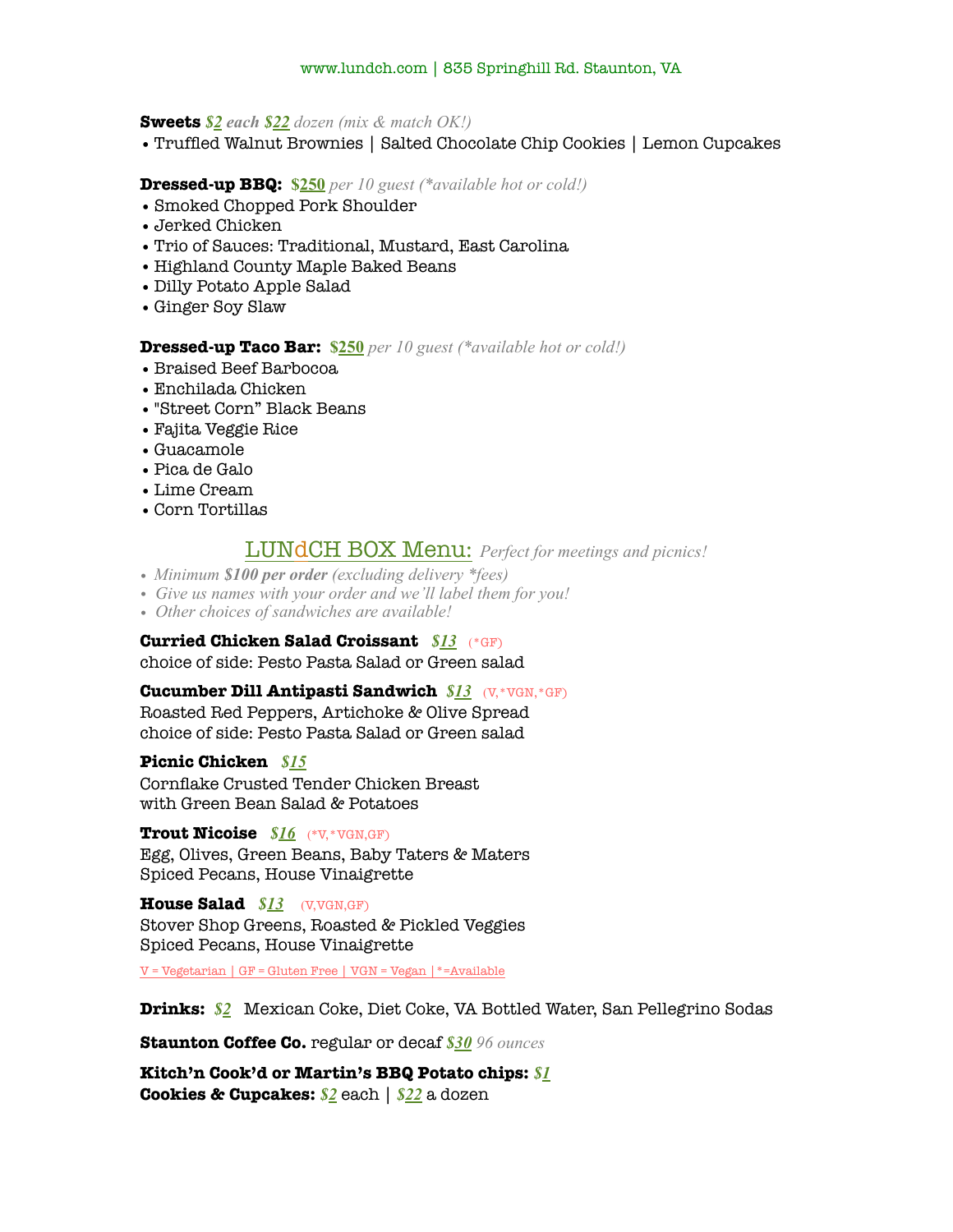www.lundch.com | 835 Springhill Rd. Staunton, VA

**Sweets** ***$2 each $22*** *dozen (mix & match OK!)*

- Truffled Walnut Brownies | Salted Chocolate Chip Cookies | Lemon Cupcakes

**Dressed-up BBQ:** **$250** *per 10 guest (*available hot or cold!)*

- Smoked Chopped Pork Shoulder
- Jerked Chicken
- Trio of Sauces: Traditional, Mustard, East Carolina
- Highland County Maple Baked Beans
- Dilly Potato Apple Salad
- Ginger Soy Slaw

**Dressed-up Taco Bar:** **$250** *per 10 guest (*available hot or cold!)*

- Braised Beef Barbocoa
- Enchilada Chicken
- "Street Corn" Black Beans
- Fajita Veggie Rice
- Guacamole
- Pica de Galo
- Lime Cream
- Corn Tortillas

## LUNdCH BOX Menu: *Perfect for meetings and picnics!*

- *Minimum **$100 per order** (excluding delivery *fees)*
- *Give us names with your order and we'll label them for you!*
- *Other choices of sandwiches are available!*

**Curried Chicken Salad Croissant** ***$13*** (*GF)
choice of side: Pesto Pasta Salad or Green salad

**Cucumber Dill Antipasti Sandwich** ***$13*** (V,*VGN,*GF)
Roasted Red Peppers, Artichoke & Olive Spread
choice of side: Pesto Pasta Salad or Green salad

**Picnic Chicken** ***$15***
Cornflake Crusted Tender Chicken Breast
with Green Bean Salad & Potatoes

**Trout Nicoise** ***$16*** (*V,*VGN,GF)
Egg, Olives, Green Beans, Baby Taters & Maters
Spiced Pecans, House Vinaigrette

**House Salad** ***$13*** (V,VGN,GF)
Stover Shop Greens, Roasted & Pickled Veggies
Spiced Pecans, House Vinaigrette

V = Vegetarian | GF = Gluten Free | VGN = Vegan | *=Available

**Drinks:** ***$2*** Mexican Coke, Diet Coke, VA Bottled Water, San Pellegrino Sodas

**Staunton Coffee Co.** regular or decaf ***$30*** *96 ounces*

**Kitch'n Cook'd or Martin's BBQ Potato chips:** ***$1***
**Cookies & Cupcakes:** ***$2*** each | ***$22*** a dozen